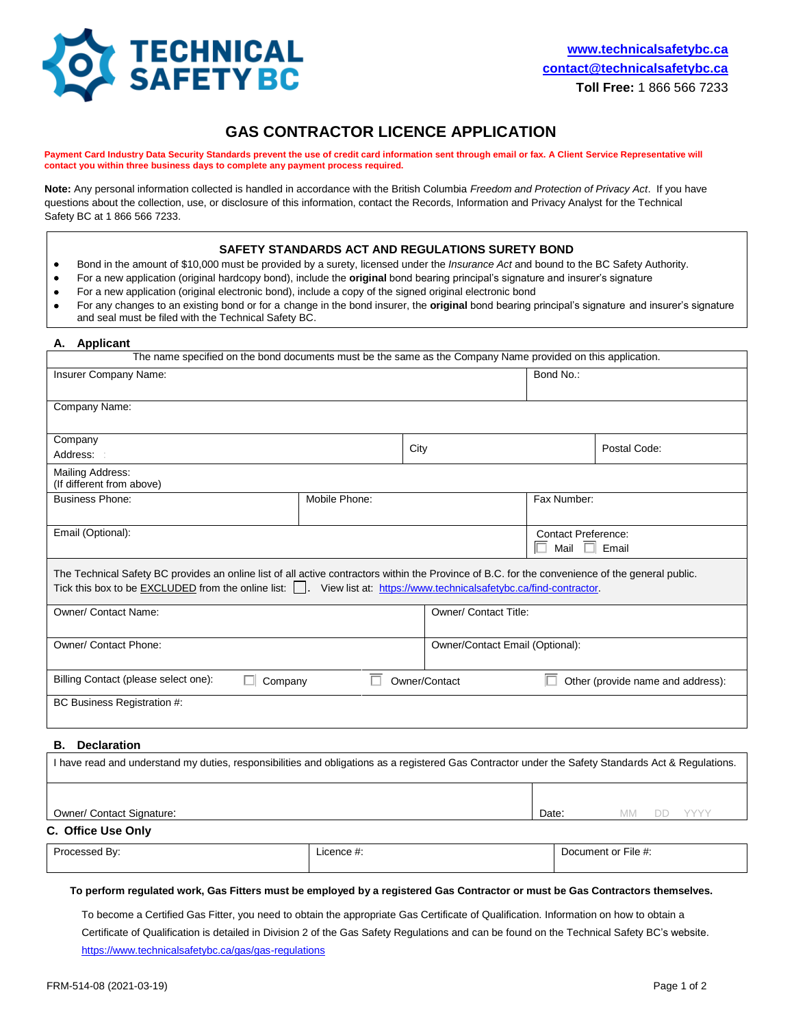TECHNICAL SAFETY BC

www.technicalsafetybc.ca
contact@technicalsafetybc.ca
**Toll Free:** 1 866 566 7233

# GAS CONTRACTOR LICENCE APPLICATION

**Payment Card Industry Data Security Standards prevent the use of credit card information sent through email or fax. A Client Service Representative will contact you within three business days to complete any payment process required.**

**Note:** Any personal information collected is handled in accordance with the British Columbia *Freedom and Protection of Privacy Act*. If you have questions about the collection, use, or disclosure of this information, contact the Records, Information and Privacy Analyst for the Technical Safety BC at 1 866 566 7233.

### SAFETY STANDARDS ACT AND REGULATIONS SURETY BOND

- Bond in the amount of $10,000 must be provided by a surety, licensed under the *Insurance Act* and bound to the BC Safety Authority.
- For a new application (original hardcopy bond), include the **original** bond bearing principal's signature and insurer's signature
- For a new application (original electronic bond), include a copy of the signed original electronic bond
- For any changes to an existing bond or for a change in the bond insurer, the **original** bond bearing principal's signature and insurer's signature and seal must be filed with the Technical Safety BC.

## A. Applicant

The name specified on the bond documents must be the same as the Company Name provided on this application.

| | | |
|---|---|---|
| Insurer Company Name: | | Bond No.: |
| Company Name: | | |
| Company Address: | City | Postal Code: |
| Mailing Address: (If different from above) | | |
| Business Phone: | Mobile Phone: | Fax Number: |
| Email (Optional): | | Contact Preference: ☐ Mail ☐ Email |

The Technical Safety BC provides an online list of all active contractors within the Province of B.C. for the convenience of the general public. Tick this box to be EXCLUDED from the online list: ☐. View list at: https://www.technicalsafetybc.ca/find-contractor.

| | |
|---|---|
| Owner/ Contact Name: | Owner/ Contact Title: |
| Owner/ Contact Phone: | Owner/Contact Email (Optional): |

Billing Contact (please select one): ☐ Company ☐ Owner/Contact ☐ Other (provide name and address):

BC Business Registration #:

## B. Declaration

I have read and understand my duties, responsibilities and obligations as a registered Gas Contractor under the Safety Standards Act & Regulations.

| | |
|---|---|
| Owner/ Contact Signature: | Date: MM DD YYYY |

## C. Office Use Only

| Processed By: | Licence #: | Document or File #: |
|---|---|---|
| | | |

**To perform regulated work, Gas Fitters must be employed by a registered Gas Contractor or must be Gas Contractors themselves.**

To become a Certified Gas Fitter, you need to obtain the appropriate Gas Certificate of Qualification. Information on how to obtain a Certificate of Qualification is detailed in Division 2 of the Gas Safety Regulations and can be found on the Technical Safety BC's website. https://www.technicalsafetybc.ca/gas/gas-regulations

FRM-514-08 (2021-03-19)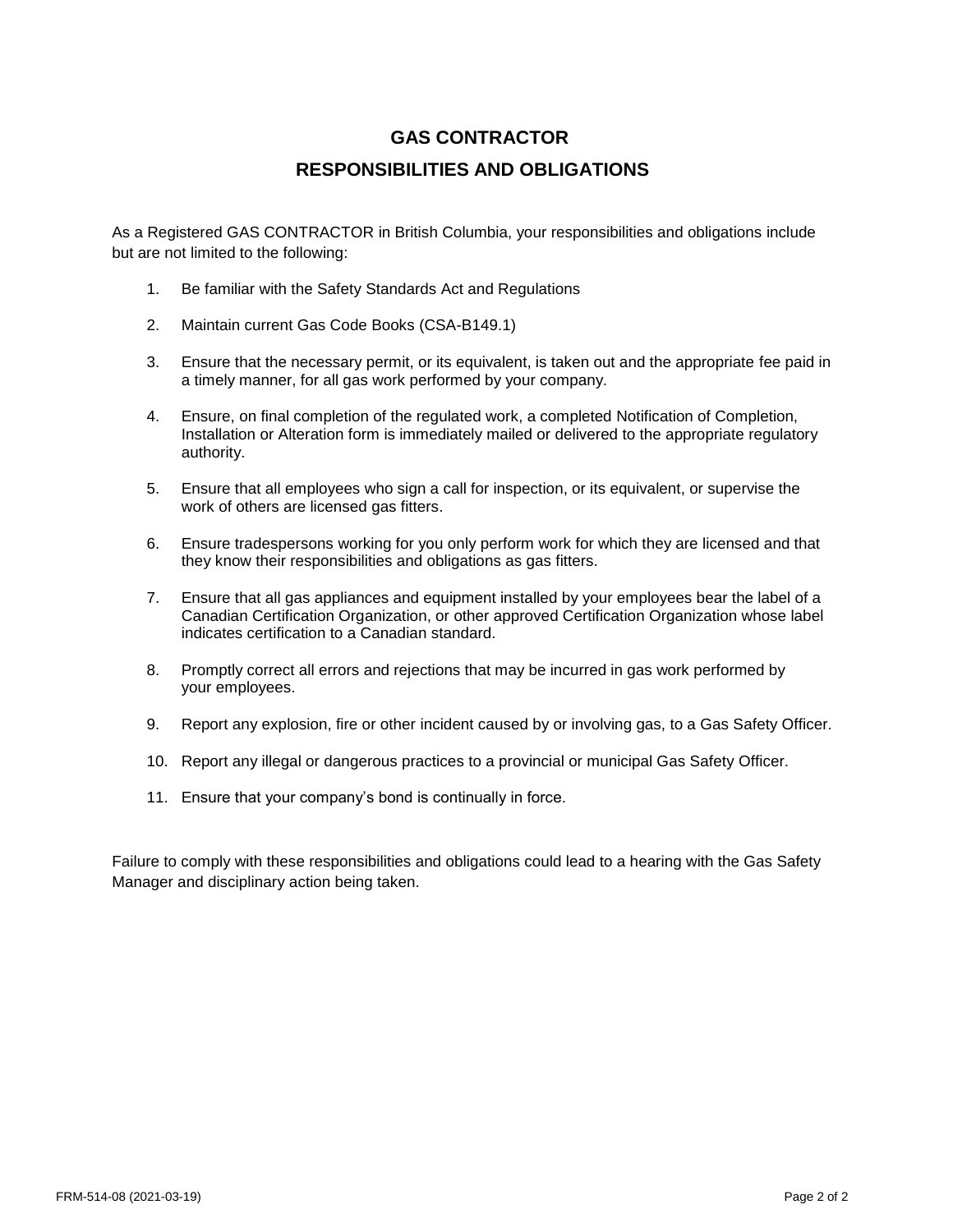# GAS CONTRACTOR

## RESPONSIBILITIES AND OBLIGATIONS

As a Registered GAS CONTRACTOR in British Columbia, your responsibilities and obligations include but are not limited to the following:

1. Be familiar with the Safety Standards Act and Regulations
2. Maintain current Gas Code Books (CSA-B149.1)
3. Ensure that the necessary permit, or its equivalent, is taken out and the appropriate fee paid in a timely manner, for all gas work performed by your company.
4. Ensure, on final completion of the regulated work, a completed Notification of Completion, Installation or Alteration form is immediately mailed or delivered to the appropriate regulatory authority.
5. Ensure that all employees who sign a call for inspection, or its equivalent, or supervise the work of others are licensed gas fitters.
6. Ensure tradespersons working for you only perform work for which they are licensed and that they know their responsibilities and obligations as gas fitters.
7. Ensure that all gas appliances and equipment installed by your employees bear the label of a Canadian Certification Organization, or other approved Certification Organization whose label indicates certification to a Canadian standard.
8. Promptly correct all errors and rejections that may be incurred in gas work performed by your employees.
9. Report any explosion, fire or other incident caused by or involving gas, to a Gas Safety Officer.
10. Report any illegal or dangerous practices to a provincial or municipal Gas Safety Officer.
11. Ensure that your company's bond is continually in force.

Failure to comply with these responsibilities and obligations could lead to a hearing with the Gas Safety Manager and disciplinary action being taken.

FRM-514-08 (2021-03-19)